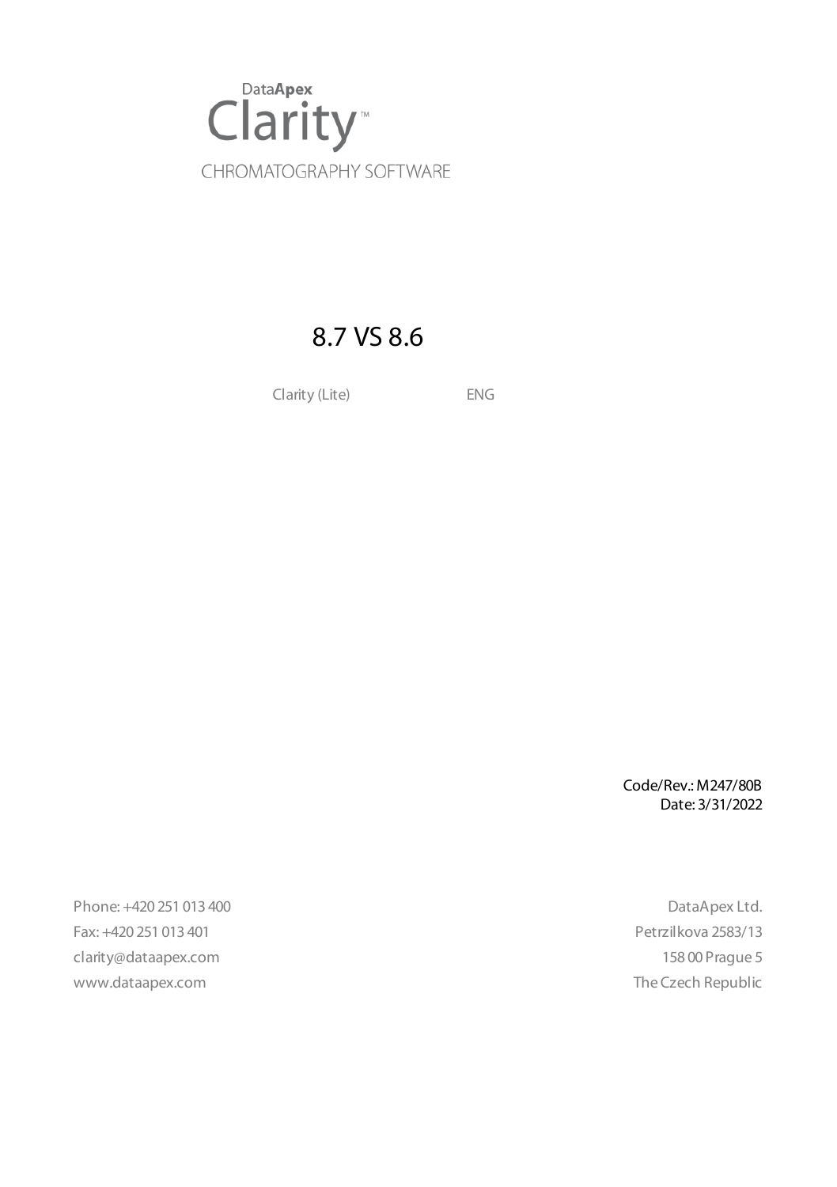DataApex

# Clarity™

CHROMATOGRAPHY SOFTWARE

# 8.7 VS 8.6

Clarity (Lite) ENG

Code/Rev.: M247/80B
Date: 3/31/2022

Phone: +420 251 013 400
Fax: +420 251 013 401
clarity@dataapex.com
www.dataapex.com

DataApex Ltd.
Petrzilkova 2583/13
158 00 Prague 5
The Czech Republic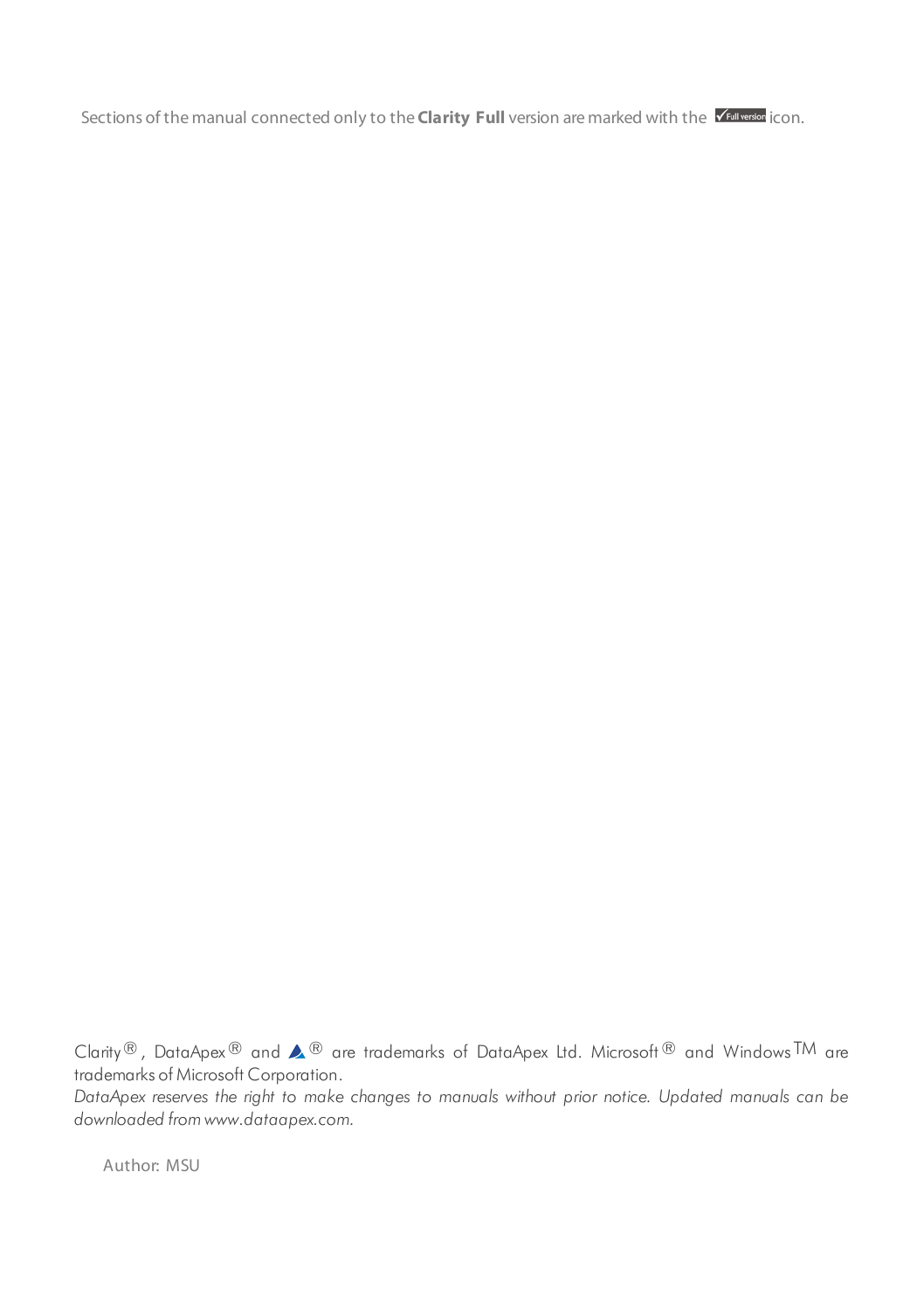Sections of the manual connected only to the **Clarity Full** version are marked with the ✓Full version icon.

Clarity®, DataApex® and ® are trademarks of DataApex Ltd. Microsoft® and Windows™ are trademarks of Microsoft Corporation.

*DataApex reserves the right to make changes to manuals without prior notice. Updated manuals can be downloaded from www.dataapex.com.*

Author: MSU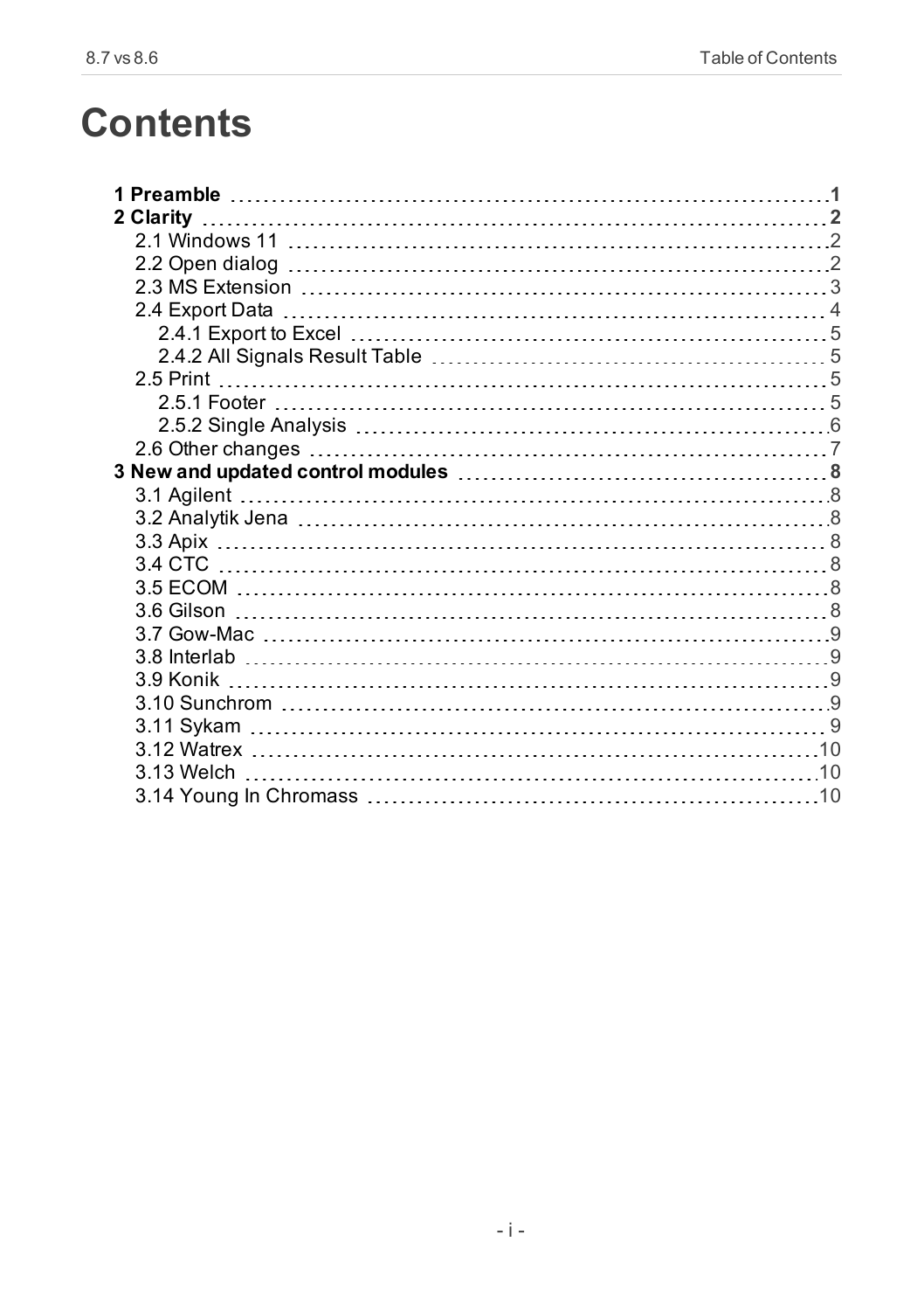# Contents

- **1 Preamble** 1
- **2 Clarity** 2
  - 2.1 Windows 11 2
  - 2.2 Open dialog 2
  - 2.3 MS Extension 3
  - 2.4 Export Data 4
    - 2.4.1 Export to Excel 5
    - 2.4.2 All Signals Result Table 5
  - 2.5 Print 5
    - 2.5.1 Footer 5
    - 2.5.2 Single Analysis 6
  - 2.6 Other changes 7
- **3 New and updated control modules** 8
  - 3.1 Agilent 8
  - 3.2 Analytik Jena 8
  - 3.3 Apix 8
  - 3.4 CTC 8
  - 3.5 ECOM 8
  - 3.6 Gilson 8
  - 3.7 Gow-Mac 9
  - 3.8 Interlab 9
  - 3.9 Konik 9
  - 3.10 Sunchrom 9
  - 3.11 Sykam 9
  - 3.12 Watrex 10
  - 3.13 Welch 10
  - 3.14 Young In Chromass 10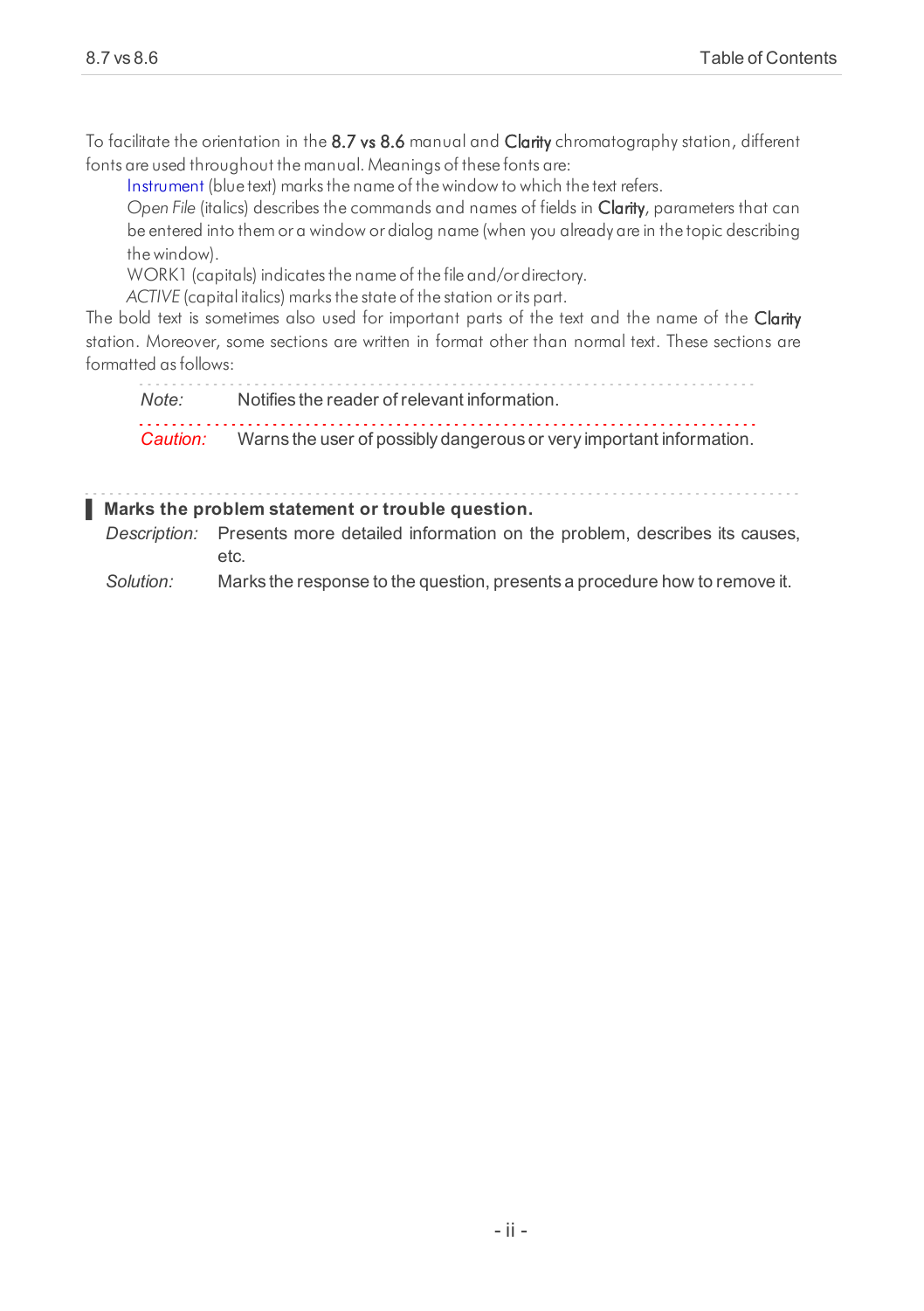To facilitate the orientation in the **8.7 vs 8.6** manual and **Clarity** chromatography station, different fonts are used throughout the manual. Meanings of these fonts are:

Instrument (blue text) marks the name of the window to which the text refers.

*Open File* (italics) describes the commands and names of fields in **Clarity**, parameters that can be entered into them or a window or dialog name (when you already are in the topic describing the window).

WORK1 (capitals) indicates the name of the file and/or directory.

*ACTIVE* (capital italics) marks the state of the station or its part.

The bold text is sometimes also used for important parts of the text and the name of the **Clarity** station. Moreover, some sections are written in format other than normal text. These sections are formatted as follows:

*Note:* Notifies the reader of relevant information.

*Caution:* Warns the user of possibly dangerous or very important information.

**Marks the problem statement or trouble question.**

*Description:* Presents more detailed information on the problem, describes its causes, etc.

*Solution:* Marks the response to the question, presents a procedure how to remove it.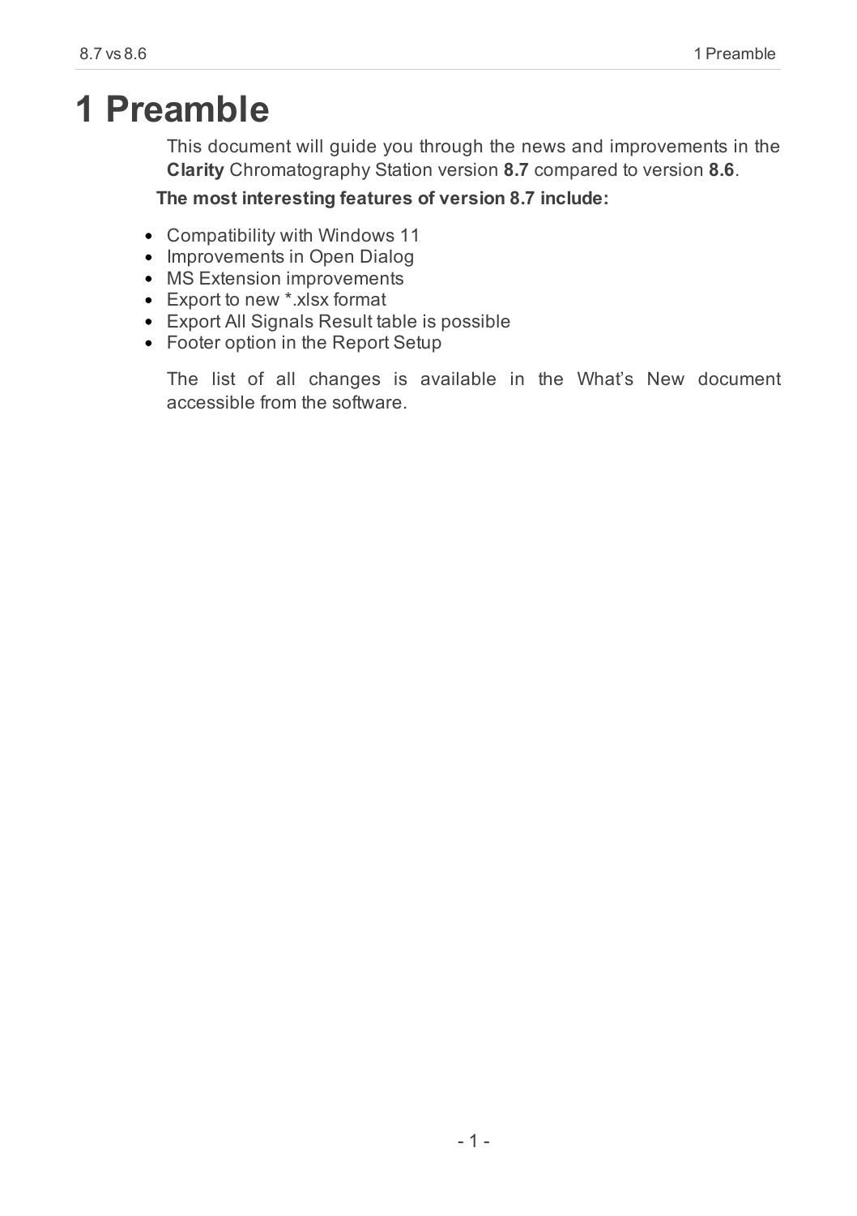# 1 Preamble

This document will guide you through the news and improvements in the **Clarity** Chromatography Station version **8.7** compared to version **8.6**.

**The most interesting features of version 8.7 include:**

- Compatibility with Windows 11
- Improvements in Open Dialog
- MS Extension improvements
- Export to new *.xlsx format
- Export All Signals Result table is possible
- Footer option in the Report Setup

The list of all changes is available in the What’s New document accessible from the software.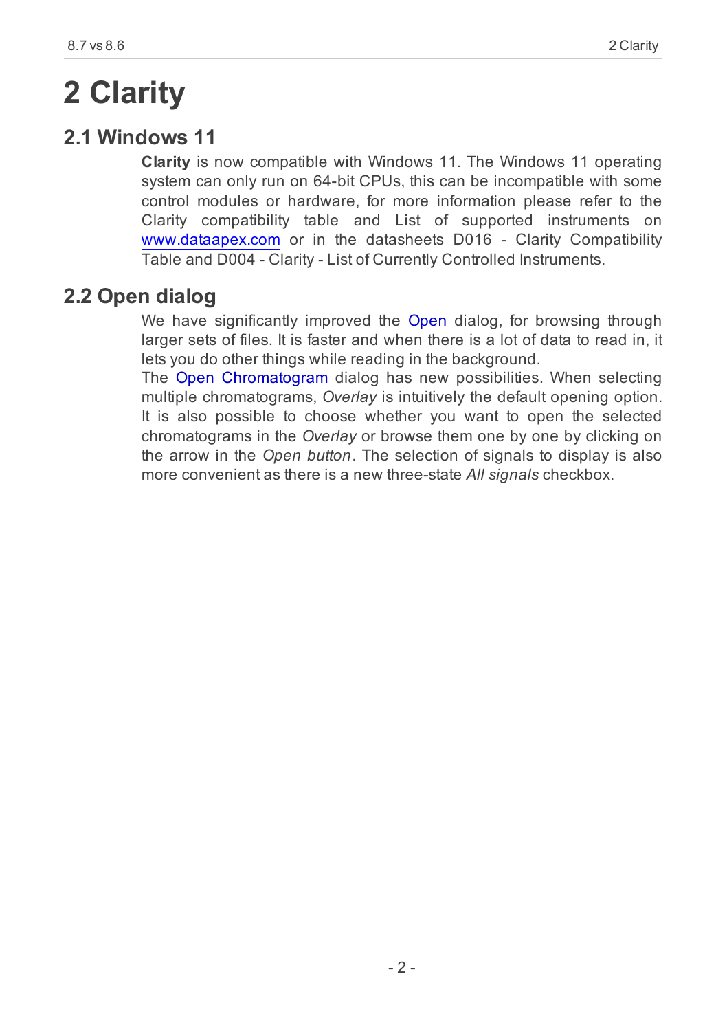# 2 Clarity

## 2.1 Windows 11

**Clarity** is now compatible with Windows 11. The Windows 11 operating system can only run on 64-bit CPUs, this can be incompatible with some control modules or hardware, for more information please refer to the Clarity compatibility table and List of supported instruments on www.dataapex.com or in the datasheets D016 - Clarity Compatibility Table and D004 - Clarity - List of Currently Controlled Instruments.

## 2.2 Open dialog

We have significantly improved the Open dialog, for browsing through larger sets of files. It is faster and when there is a lot of data to read in, it lets you do other things while reading in the background.

The Open Chromatogram dialog has new possibilities. When selecting multiple chromatograms, *Overlay* is intuitively the default opening option. It is also possible to choose whether you want to open the selected chromatograms in the *Overlay* or browse them one by one by clicking on the arrow in the *Open button*. The selection of signals to display is also more convenient as there is a new three-state *All signals* checkbox.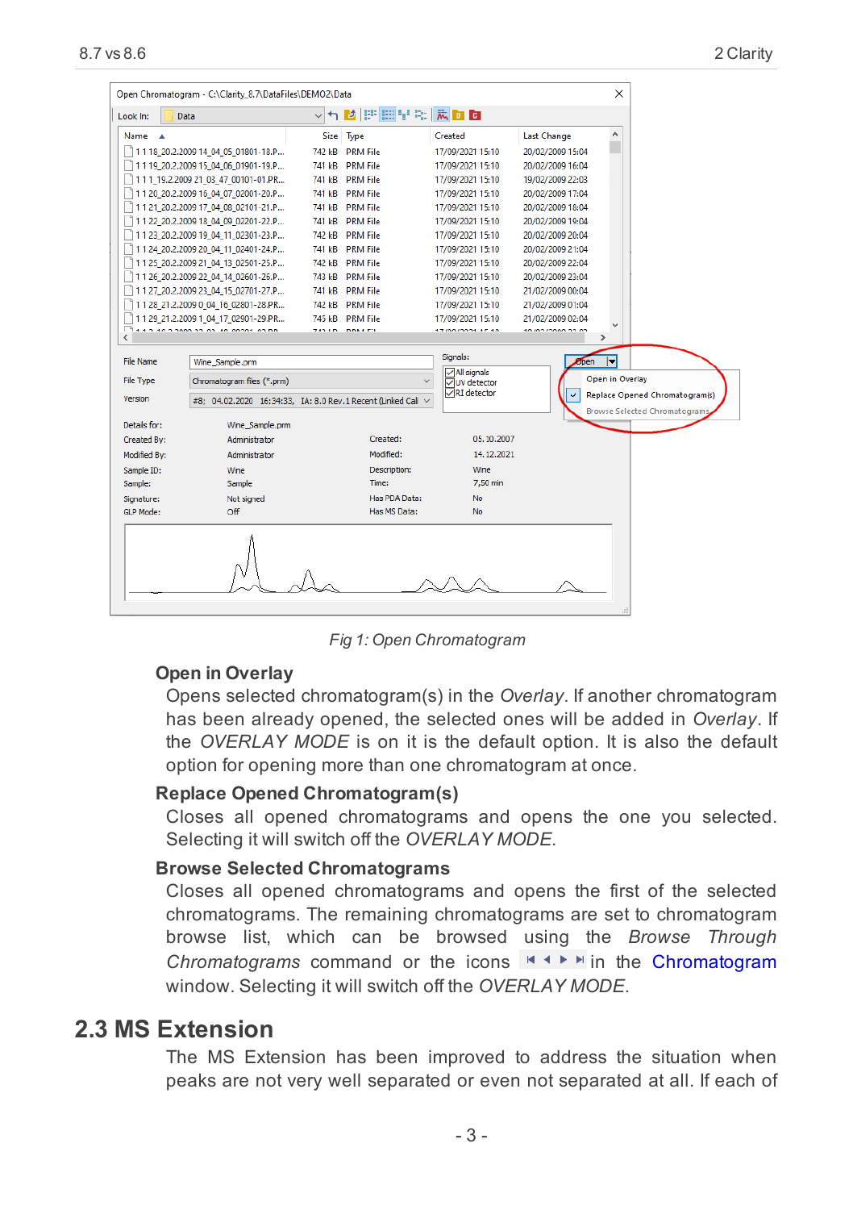Fig 1: Open Chromatogram

**Open in Overlay**

Opens selected chromatogram(s) in the *Overlay*. If another chromatogram has been already opened, the selected ones will be added in *Overlay*. If the *OVERLAY MODE* is on it is the default option. It is also the default option for opening more than one chromatogram at once.

**Replace Opened Chromatogram(s)**

Closes all opened chromatograms and opens the one you selected. Selecting it will switch off the *OVERLAY MODE*.

**Browse Selected Chromatograms**

Closes all opened chromatograms and opens the first of the selected chromatograms. The remaining chromatograms are set to chromatogram browse list, which can be browsed using the *Browse Through Chromatograms* command or the icons ⏮ ◀ ▶ ⏭ in the Chromatogram window. Selecting it will switch off the *OVERLAY MODE*.

## 2.3 MS Extension

The MS Extension has been improved to address the situation when peaks are not very well separated or even not separated at all. If each of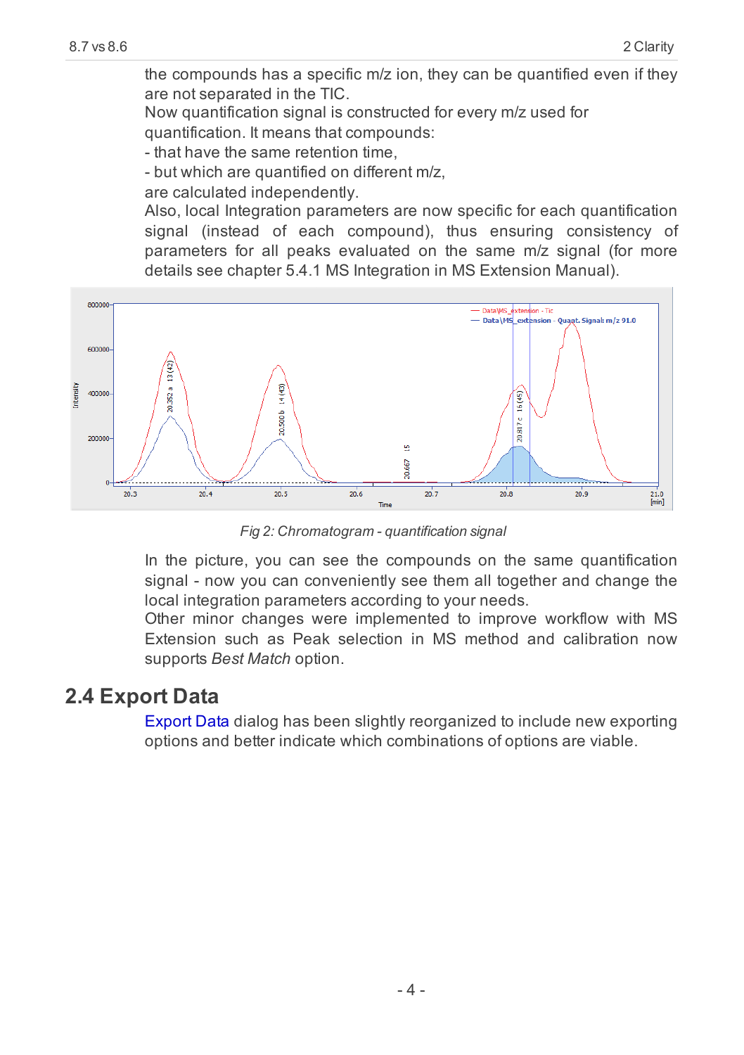the compounds has a specific m/z ion, they can be quantified even if they are not separated in the TIC.

Now quantification signal is constructed for every m/z used for quantification. It means that compounds:

- that have the same retention time,
- but which are quantified on different m/z,

are calculated independently.

Also, local Integration parameters are now specific for each quantification signal (instead of each compound), thus ensuring consistency of parameters for all peaks evaluated on the same m/z signal (for more details see chapter 5.4.1 MS Integration in MS Extension Manual).

*Fig 2: Chromatogram - quantification signal*

In the picture, you can see the compounds on the same quantification signal - now you can conveniently see them all together and change the local integration parameters according to your needs.

Other minor changes were implemented to improve workflow with MS Extension such as Peak selection in MS method and calibration now supports *Best Match* option.

## 2.4 Export Data

Export Data dialog has been slightly reorganized to include new exporting options and better indicate which combinations of options are viable.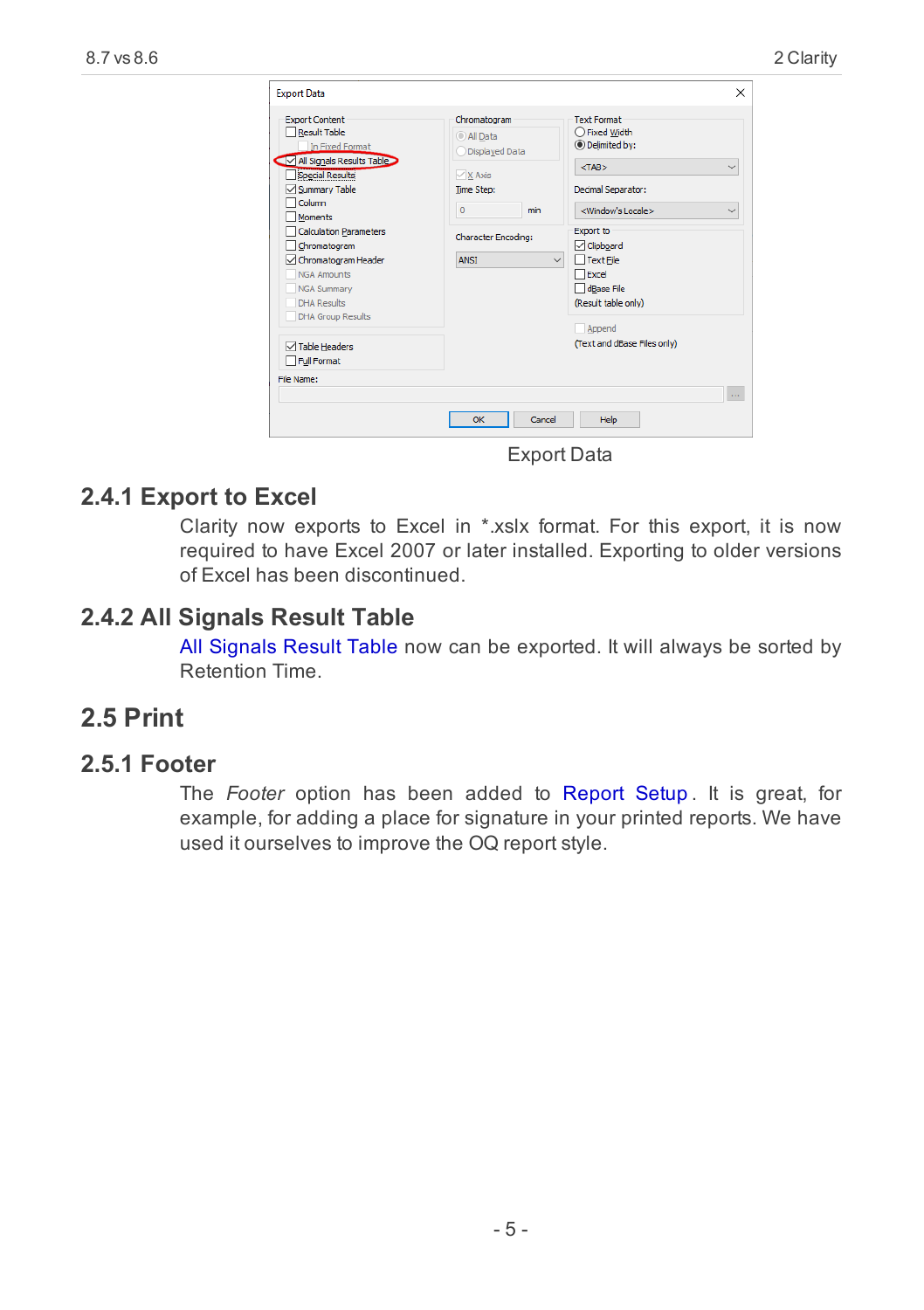Export Data

## 2.4.1 Export to Excel

Clarity now exports to Excel in *.xslx format. For this export, it is now required to have Excel 2007 or later installed. Exporting to older versions of Excel has been discontinued.

## 2.4.2 All Signals Result Table

All Signals Result Table now can be exported. It will always be sorted by Retention Time.

# 2.5 Print

## 2.5.1 Footer

The *Footer* option has been added to Report Setup. It is great, for example, for adding a place for signature in your printed reports. We have used it ourselves to improve the OQ report style.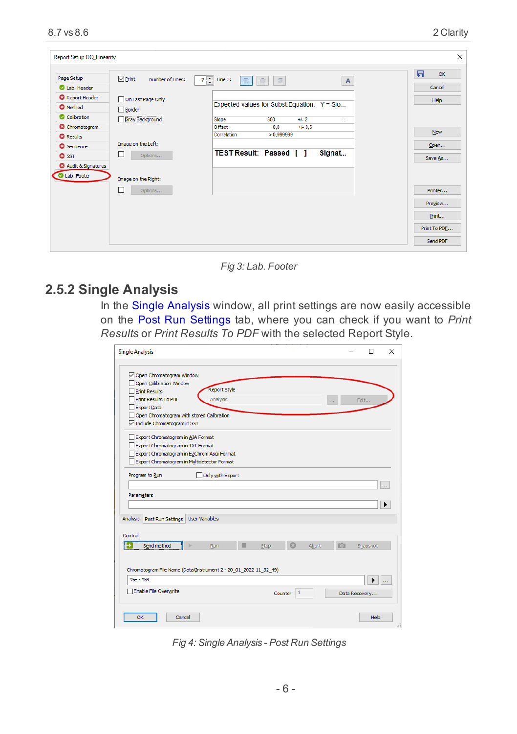Fig 3: Lab. Footer

## 2.5.2 Single Analysis

In the Single Analysis window, all print settings are now easily accessible on the Post Run Settings tab, where you can check if you want to *Print Results* or *Print Results To PDF* with the selected Report Style.

Fig 4: Single Analysis - Post Run Settings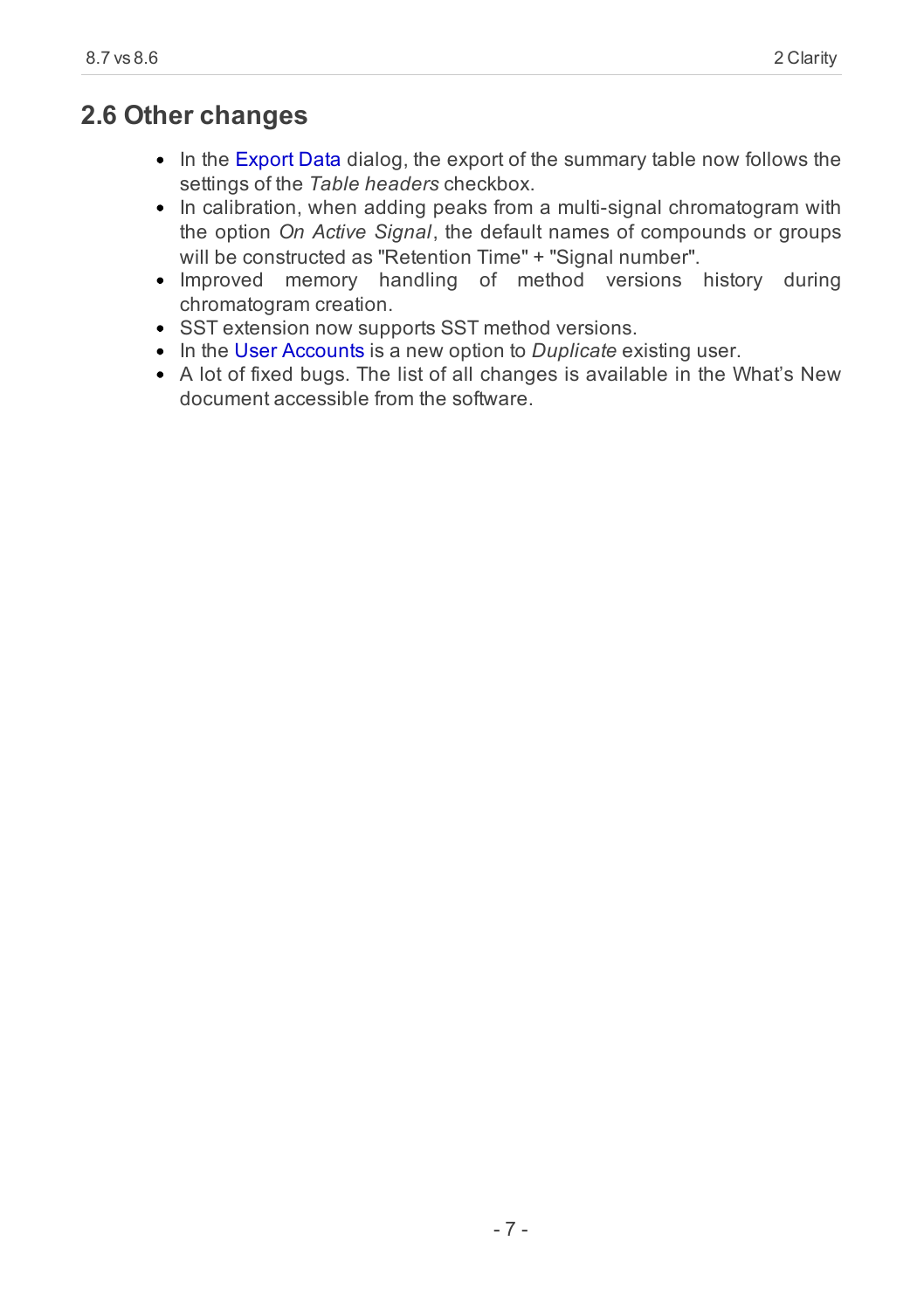## 2.6 Other changes

- In the Export Data dialog, the export of the summary table now follows the settings of the *Table headers* checkbox.
- In calibration, when adding peaks from a multi-signal chromatogram with the option *On Active Signal*, the default names of compounds or groups will be constructed as "Retention Time" + "Signal number".
- Improved memory handling of method versions history during chromatogram creation.
- SST extension now supports SST method versions.
- In the User Accounts is a new option to *Duplicate* existing user.
- A lot of fixed bugs. The list of all changes is available in the What's New document accessible from the software.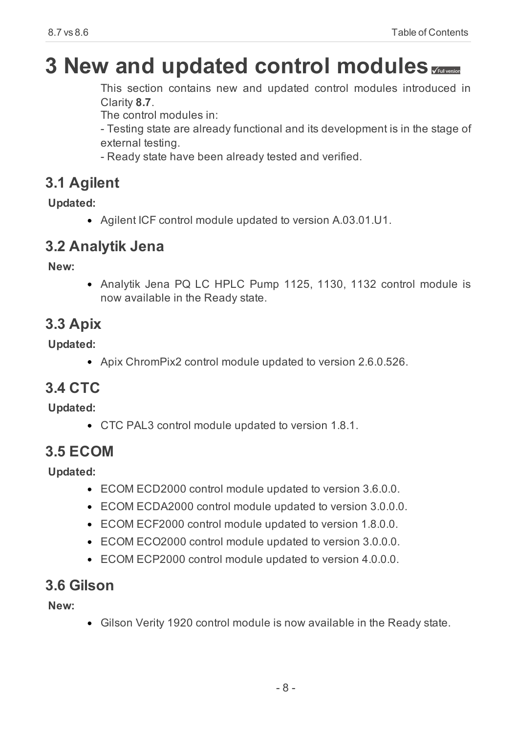# 3 New and updated control modules

This section contains new and updated control modules introduced in Clarity **8.7**.

The control modules in:

- Testing state are already functional and its development is in the stage of external testing.
- Ready state have been already tested and verified.

## 3.1 Agilent

**Updated:**

- Agilent ICF control module updated to version A.03.01.U1.

## 3.2 Analytik Jena

**New:**

- Analytik Jena PQ LC HPLC Pump 1125, 1130, 1132 control module is now available in the Ready state.

## 3.3 Apix

**Updated:**

- Apix ChromPix2 control module updated to version 2.6.0.526.

## 3.4 CTC

**Updated:**

- CTC PAL3 control module updated to version 1.8.1.

## 3.5 ECOM

**Updated:**

- ECOM ECD2000 control module updated to version 3.6.0.0.
- ECOM ECDA2000 control module updated to version 3.0.0.0.
- ECOM ECF2000 control module updated to version 1.8.0.0.
- ECOM ECO2000 control module updated to version 3.0.0.0.
- ECOM ECP2000 control module updated to version 4.0.0.0.

## 3.6 Gilson

**New:**

- Gilson Verity 1920 control module is now available in the Ready state.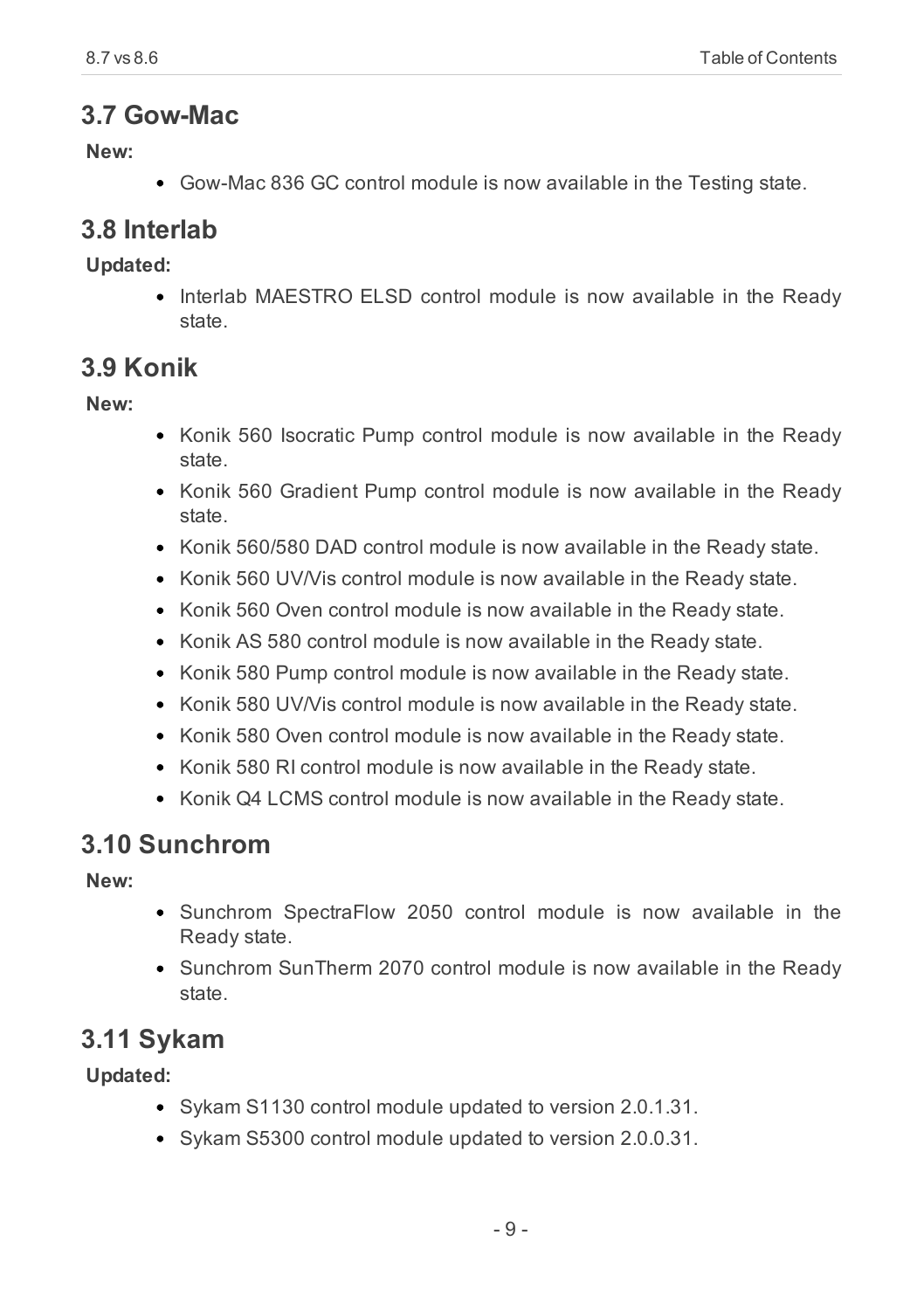## 3.7 Gow-Mac

**New:**

- Gow-Mac 836 GC control module is now available in the Testing state.

## 3.8 Interlab

**Updated:**

- Interlab MAESTRO ELSD control module is now available in the Ready state.

## 3.9 Konik

**New:**

- Konik 560 Isocratic Pump control module is now available in the Ready state.
- Konik 560 Gradient Pump control module is now available in the Ready state.
- Konik 560/580 DAD control module is now available in the Ready state.
- Konik 560 UV/Vis control module is now available in the Ready state.
- Konik 560 Oven control module is now available in the Ready state.
- Konik AS 580 control module is now available in the Ready state.
- Konik 580 Pump control module is now available in the Ready state.
- Konik 580 UV/Vis control module is now available in the Ready state.
- Konik 580 Oven control module is now available in the Ready state.
- Konik 580 RI control module is now available in the Ready state.
- Konik Q4 LCMS control module is now available in the Ready state.

## 3.10 Sunchrom

**New:**

- Sunchrom SpectraFlow 2050 control module is now available in the Ready state.
- Sunchrom SunTherm 2070 control module is now available in the Ready state.

## 3.11 Sykam

**Updated:**

- Sykam S1130 control module updated to version 2.0.1.31.
- Sykam S5300 control module updated to version 2.0.0.31.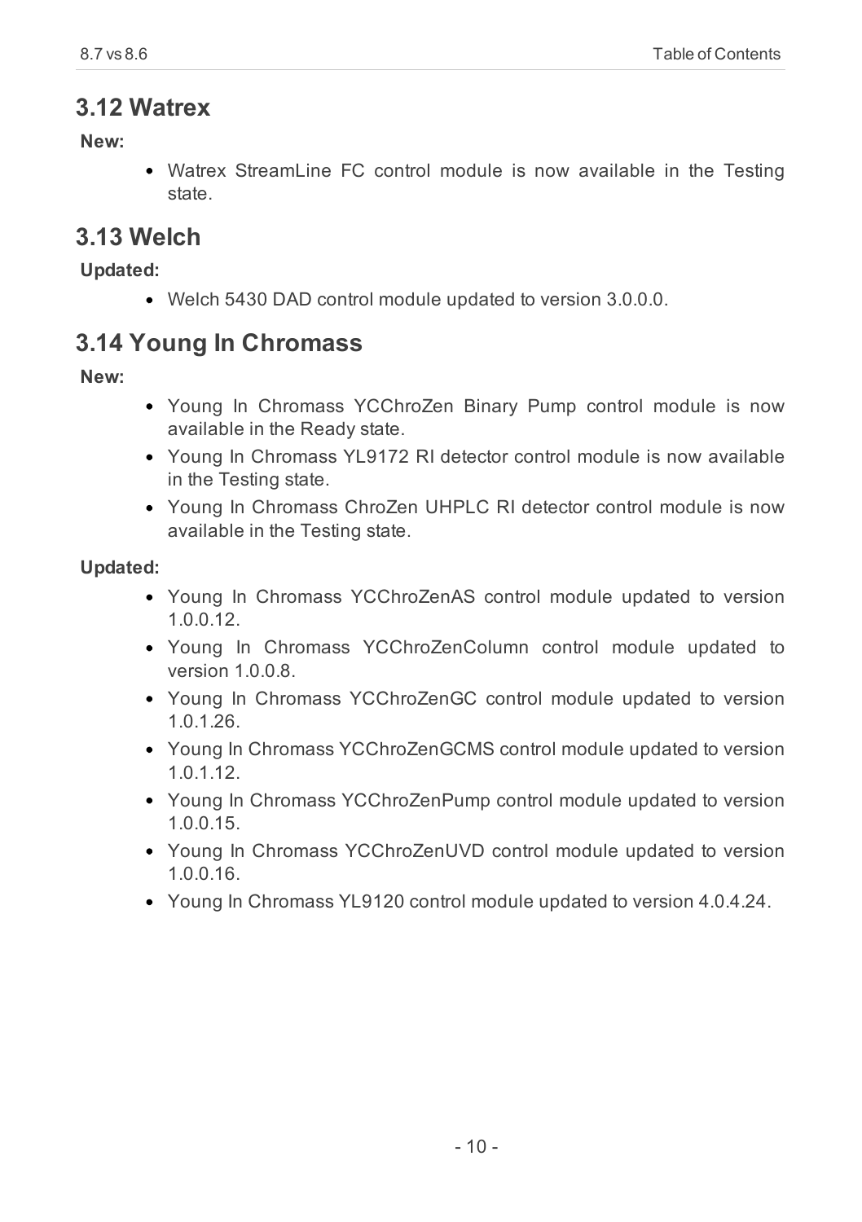## 3.12 Watrex

**New:**

- Watrex StreamLine FC control module is now available in the Testing state.

## 3.13 Welch

**Updated:**

- Welch 5430 DAD control module updated to version 3.0.0.0.

## 3.14 Young In Chromass

**New:**

- Young In Chromass YCChroZen Binary Pump control module is now available in the Ready state.
- Young In Chromass YL9172 RI detector control module is now available in the Testing state.
- Young In Chromass ChroZen UHPLC RI detector control module is now available in the Testing state.

**Updated:**

- Young In Chromass YCChroZenAS control module updated to version 1.0.0.12.
- Young In Chromass YCChroZenColumn control module updated to version 1.0.0.8.
- Young In Chromass YCChroZenGC control module updated to version 1.0.1.26.
- Young In Chromass YCChroZenGCMS control module updated to version 1.0.1.12.
- Young In Chromass YCChroZenPump control module updated to version 1.0.0.15.
- Young In Chromass YCChroZenUVD control module updated to version 1.0.0.16.
- Young In Chromass YL9120 control module updated to version 4.0.4.24.